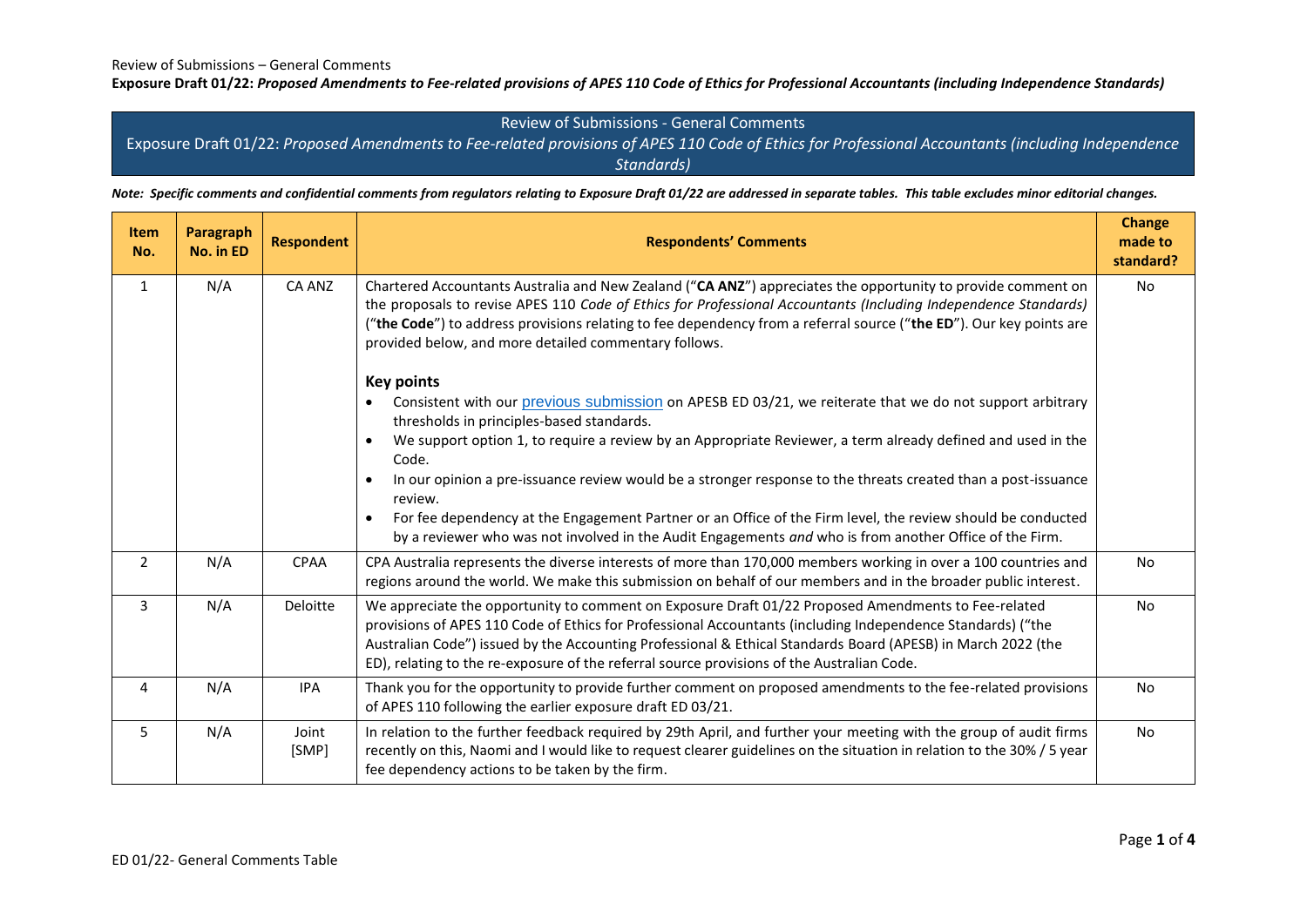Review of Submissions – General Comments

**Exposure Draft 01/22:** ***Proposed Amendments to Fee-related provisions of APES 110 Code of Ethics for Professional Accountants (including Independence Standards)***

## Review of Submissions - General Comments

## Exposure Draft 01/22: *Proposed Amendments to Fee-related provisions of APES 110 Code of Ethics for Professional Accountants (including Independence Standards)*

***Note: Specific comments and confidential comments from regulators relating to Exposure Draft 01/22 are addressed in separate tables. This table excludes minor editorial changes.***

| Item No. | Paragraph No. in ED | Respondent | Respondents' Comments | Change made to standard? |
|---|---|---|---|---|
| 1 | N/A | CA ANZ | Chartered Accountants Australia and New Zealand ("**CA ANZ**") appreciates the opportunity to provide comment on the proposals to revise APES 110 *Code of Ethics for Professional Accountants (Including Independence Standards)* ("**the Code**") to address provisions relating to fee dependency from a referral source ("**the ED**"). Our key points are provided below, and more detailed commentary follows.<br><br>**Key points**<br>• Consistent with our previous submission on APESB ED 03/21, we reiterate that we do not support arbitrary thresholds in principles-based standards.<br>• We support option 1, to require a review by an Appropriate Reviewer, a term already defined and used in the Code.<br>• In our opinion a pre-issuance review would be a stronger response to the threats created than a post-issuance review.<br>• For fee dependency at the Engagement Partner or an Office of the Firm level, the review should be conducted by a reviewer who was not involved in the Audit Engagements *and* who is from another Office of the Firm. | No |
| 2 | N/A | CPAA | CPA Australia represents the diverse interests of more than 170,000 members working in over a 100 countries and regions around the world. We make this submission on behalf of our members and in the broader public interest. | No |
| 3 | N/A | Deloitte | We appreciate the opportunity to comment on Exposure Draft 01/22 Proposed Amendments to Fee-related provisions of APES 110 Code of Ethics for Professional Accountants (including Independence Standards) ("the Australian Code") issued by the Accounting Professional & Ethical Standards Board (APESB) in March 2022 (the ED), relating to the re-exposure of the referral source provisions of the Australian Code. | No |
| 4 | N/A | IPA | Thank you for the opportunity to provide further comment on proposed amendments to the fee-related provisions of APES 110 following the earlier exposure draft ED 03/21. | No |
| 5 | N/A | Joint [SMP] | In relation to the further feedback required by 29th April, and further your meeting with the group of audit firms recently on this, Naomi and I would like to request clearer guidelines on the situation in relation to the 30% / 5 year fee dependency actions to be taken by the firm. | No |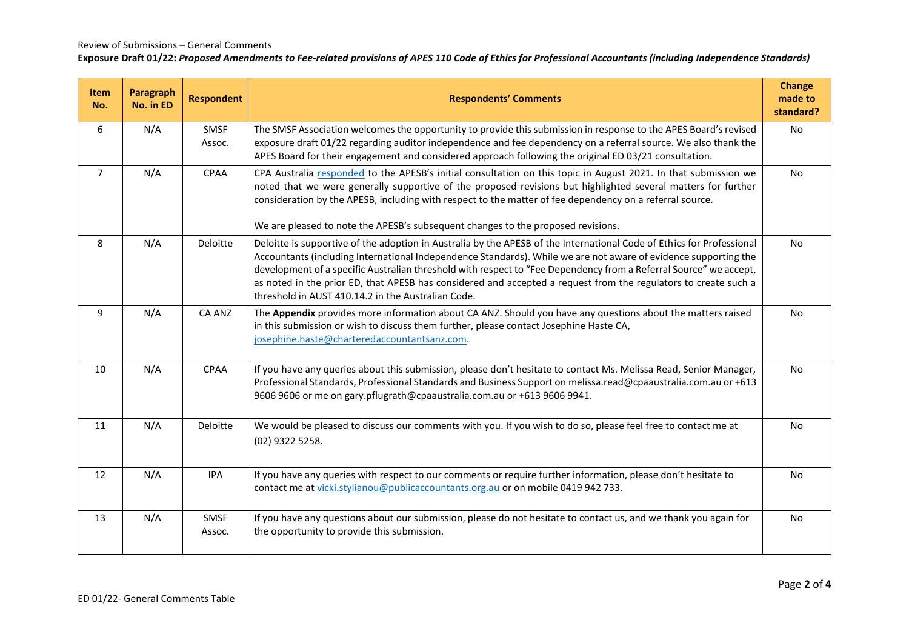Review of Submissions – General Comments

**Exposure Draft 01/22: *Proposed Amendments to Fee-related provisions of APES 110 Code of Ethics for Professional Accountants (including Independence Standards)***

| Item No. | Paragraph No. in ED | Respondent | Respondents' Comments | Change made to standard? |
|---|---|---|---|---|
| 6 | N/A | SMSF Assoc. | The SMSF Association welcomes the opportunity to provide this submission in response to the APES Board's revised exposure draft 01/22 regarding auditor independence and fee dependency on a referral source. We also thank the APES Board for their engagement and considered approach following the original ED 03/21 consultation. | No |
| 7 | N/A | CPAA | CPA Australia responded to the APESB's initial consultation on this topic in August 2021. In that submission we noted that we were generally supportive of the proposed revisions but highlighted several matters for further consideration by the APESB, including with respect to the matter of fee dependency on a referral source.<br><br>We are pleased to note the APESB's subsequent changes to the proposed revisions. | No |
| 8 | N/A | Deloitte | Deloitte is supportive of the adoption in Australia by the APESB of the International Code of Ethics for Professional Accountants (including International Independence Standards). While we are not aware of evidence supporting the development of a specific Australian threshold with respect to "Fee Dependency from a Referral Source" we accept, as noted in the prior ED, that APESB has considered and accepted a request from the regulators to create such a threshold in AUST 410.14.2 in the Australian Code. | No |
| 9 | N/A | CA ANZ | The **Appendix** provides more information about CA ANZ. Should you have any questions about the matters raised in this submission or wish to discuss them further, please contact Josephine Haste CA, josephine.haste@charteredaccountantsanz.com. | No |
| 10 | N/A | CPAA | If you have any queries about this submission, please don't hesitate to contact Ms. Melissa Read, Senior Manager, Professional Standards, Professional Standards and Business Support on melissa.read@cpaaustralia.com.au or +613 9606 9606 or me on gary.pflugrath@cpaaustralia.com.au or +613 9606 9941. | No |
| 11 | N/A | Deloitte | We would be pleased to discuss our comments with you. If you wish to do so, please feel free to contact me at (02) 9322 5258. | No |
| 12 | N/A | IPA | If you have any queries with respect to our comments or require further information, please don't hesitate to contact me at vicki.stylianou@publicaccountants.org.au or on mobile 0419 942 733. | No |
| 13 | N/A | SMSF Assoc. | If you have any questions about our submission, please do not hesitate to contact us, and we thank you again for the opportunity to provide this submission. | No |

ED 01/22- General Comments Table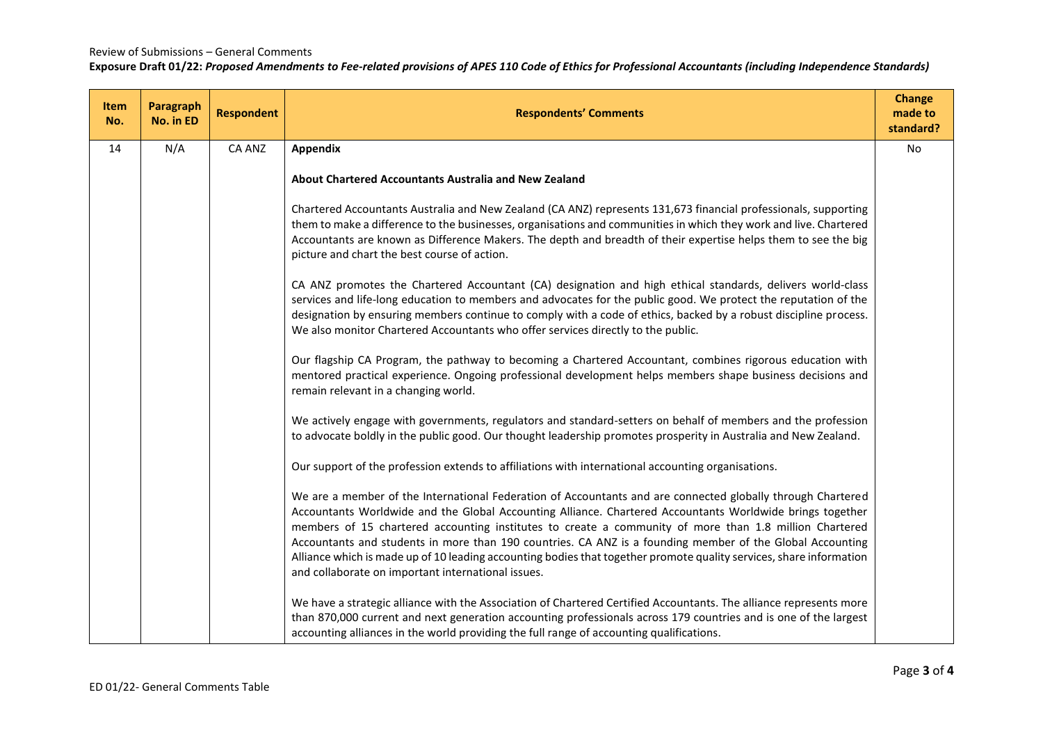Review of Submissions – General Comments

**Exposure Draft 01/22:** ***Proposed Amendments to Fee-related provisions of APES 110 Code of Ethics for Professional Accountants (including Independence Standards)***

| Item No. | Paragraph No. in ED | Respondent | Respondents' Comments | Change made to standard? |
|---|---|---|---|---|
| 14 | N/A | CA ANZ | **Appendix**<br><br>**About Chartered Accountants Australia and New Zealand**<br><br>Chartered Accountants Australia and New Zealand (CA ANZ) represents 131,673 financial professionals, supporting them to make a difference to the businesses, organisations and communities in which they work and live. Chartered Accountants are known as Difference Makers. The depth and breadth of their expertise helps them to see the big picture and chart the best course of action.<br><br>CA ANZ promotes the Chartered Accountant (CA) designation and high ethical standards, delivers world-class services and life-long education to members and advocates for the public good. We protect the reputation of the designation by ensuring members continue to comply with a code of ethics, backed by a robust discipline process. We also monitor Chartered Accountants who offer services directly to the public.<br><br>Our flagship CA Program, the pathway to becoming a Chartered Accountant, combines rigorous education with mentored practical experience. Ongoing professional development helps members shape business decisions and remain relevant in a changing world.<br><br>We actively engage with governments, regulators and standard-setters on behalf of members and the profession to advocate boldly in the public good. Our thought leadership promotes prosperity in Australia and New Zealand.<br><br>Our support of the profession extends to affiliations with international accounting organisations.<br><br>We are a member of the International Federation of Accountants and are connected globally through Chartered Accountants Worldwide and the Global Accounting Alliance. Chartered Accountants Worldwide brings together members of 15 chartered accounting institutes to create a community of more than 1.8 million Chartered Accountants and students in more than 190 countries. CA ANZ is a founding member of the Global Accounting Alliance which is made up of 10 leading accounting bodies that together promote quality services, share information and collaborate on important international issues.<br><br>We have a strategic alliance with the Association of Chartered Certified Accountants. The alliance represents more than 870,000 current and next generation accounting professionals across 179 countries and is one of the largest accounting alliances in the world providing the full range of accounting qualifications. | No |

ED 01/22- General Comments Table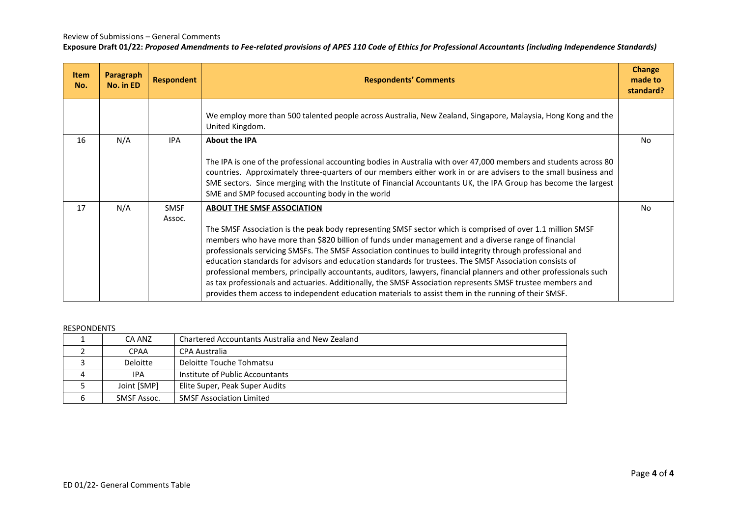| Item No. | Paragraph No. in ED | Respondent | Respondents' Comments | Change made to standard? |
|---|---|---|---|---|
| | | | We employ more than 500 talented people across Australia, New Zealand, Singapore, Malaysia, Hong Kong and the United Kingdom. | |
| 16 | N/A | IPA | **About the IPA**<br><br>The IPA is one of the professional accounting bodies in Australia with over 47,000 members and students across 80 countries. Approximately three-quarters of our members either work in or are advisers to the small business and SME sectors. Since merging with the Institute of Financial Accountants UK, the IPA Group has become the largest SME and SMP focused accounting body in the world | No |
| 17 | N/A | SMSF Assoc. | **ABOUT THE SMSF ASSOCIATION**<br><br>The SMSF Association is the peak body representing SMSF sector which is comprised of over 1.1 million SMSF members who have more than $820 billion of funds under management and a diverse range of financial professionals servicing SMSFs. The SMSF Association continues to build integrity through professional and education standards for advisors and education standards for trustees. The SMSF Association consists of professional members, principally accountants, auditors, lawyers, financial planners and other professionals such as tax professionals and actuaries. Additionally, the SMSF Association represents SMSF trustee members and provides them access to independent education materials to assist them in the running of their SMSF. | No |

RESPONDENTS

| | | |
|---|---|---|
| 1 | CA ANZ | Chartered Accountants Australia and New Zealand |
| 2 | CPAA | CPA Australia |
| 3 | Deloitte | Deloitte Touche Tohmatsu |
| 4 | IPA | Institute of Public Accountants |
| 5 | Joint [SMP] | Elite Super, Peak Super Audits |
| 6 | SMSF Assoc. | SMSF Association Limited |